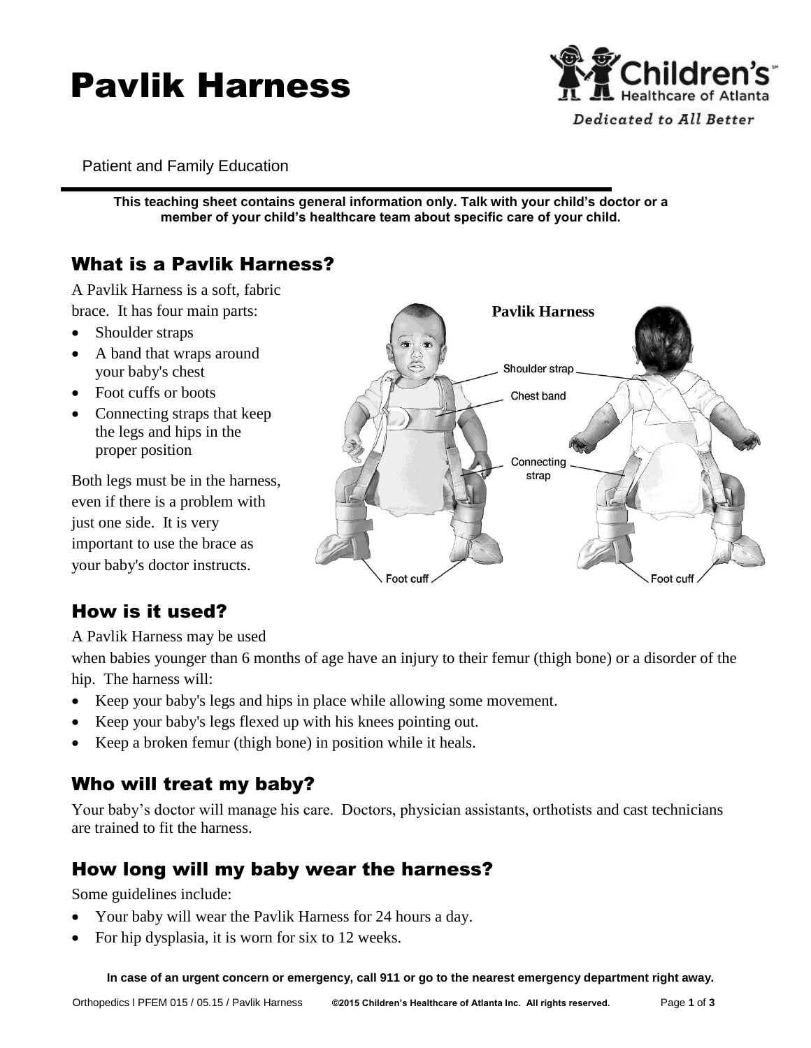# Pavlik Harness

Patient and Family Education

**This teaching sheet contains general information only. Talk with your child's doctor or a member of your child's healthcare team about specific care of your child.**

## What is a Pavlik Harness?

A Pavlik Harness is a soft, fabric brace. It has four main parts:

- Shoulder straps
- A band that wraps around your baby's chest
- Foot cuffs or boots
- Connecting straps that keep the legs and hips in the proper position

Both legs must be in the harness, even if there is a problem with just one side. It is very important to use the brace as your baby's doctor instructs.

## How is it used?

A Pavlik Harness may be used when babies younger than 6 months of age have an injury to their femur (thigh bone) or a disorder of the hip. The harness will:

- Keep your baby's legs and hips in place while allowing some movement.
- Keep your baby's legs flexed up with his knees pointing out.
- Keep a broken femur (thigh bone) in position while it heals.

## Who will treat my baby?

Your baby's doctor will manage his care. Doctors, physician assistants, orthotists and cast technicians are trained to fit the harness.

## How long will my baby wear the harness?

Some guidelines include:

- Your baby will wear the Pavlik Harness for 24 hours a day.
- For hip dysplasia, it is worn for six to 12 weeks.

**In case of an urgent concern or emergency, call 911 or go to the nearest emergency department right away.**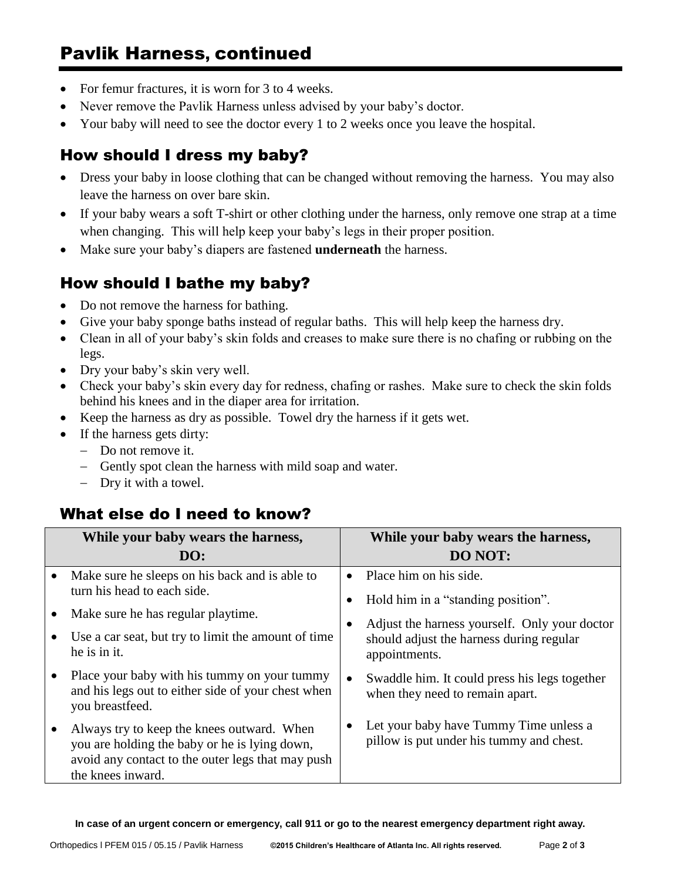# Pavlik Harness, continued

- For femur fractures, it is worn for 3 to 4 weeks.
- Never remove the Pavlik Harness unless advised by your baby's doctor.
- Your baby will need to see the doctor every 1 to 2 weeks once you leave the hospital.

## How should I dress my baby?

- Dress your baby in loose clothing that can be changed without removing the harness. You may also leave the harness on over bare skin.
- If your baby wears a soft T-shirt or other clothing under the harness, only remove one strap at a time when changing. This will help keep your baby's legs in their proper position.
- Make sure your baby's diapers are fastened **underneath** the harness.

## How should I bathe my baby?

- Do not remove the harness for bathing.
- Give your baby sponge baths instead of regular baths. This will help keep the harness dry.
- Clean in all of your baby's skin folds and creases to make sure there is no chafing or rubbing on the legs.
- Dry your baby's skin very well.
- Check your baby's skin every day for redness, chafing or rashes. Make sure to check the skin folds behind his knees and in the diaper area for irritation.
- Keep the harness as dry as possible. Towel dry the harness if it gets wet.
- If the harness gets dirty:
  - Do not remove it.
  - Gently spot clean the harness with mild soap and water.
  - Dry it with a towel.

## What else do I need to know?

| While your baby wears the harness, DO: | While your baby wears the harness, DO NOT: |
|---|---|
| • Make sure he sleeps on his back and is able to turn his head to each side.<br>• Make sure he has regular playtime.<br>• Use a car seat, but try to limit the amount of time he is in it.<br>• Place your baby with his tummy on your tummy and his legs out to either side of your chest when you breastfeed.<br>• Always try to keep the knees outward. When you are holding the baby or he is lying down, avoid any contact to the outer legs that may push the knees inward. | • Place him on his side.<br>• Hold him in a "standing position".<br>• Adjust the harness yourself. Only your doctor should adjust the harness during regular appointments.<br>• Swaddle him. It could press his legs together when they need to remain apart.<br>• Let your baby have Tummy Time unless a pillow is put under his tummy and chest. |

**In case of an urgent concern or emergency, call 911 or go to the nearest emergency department right away.**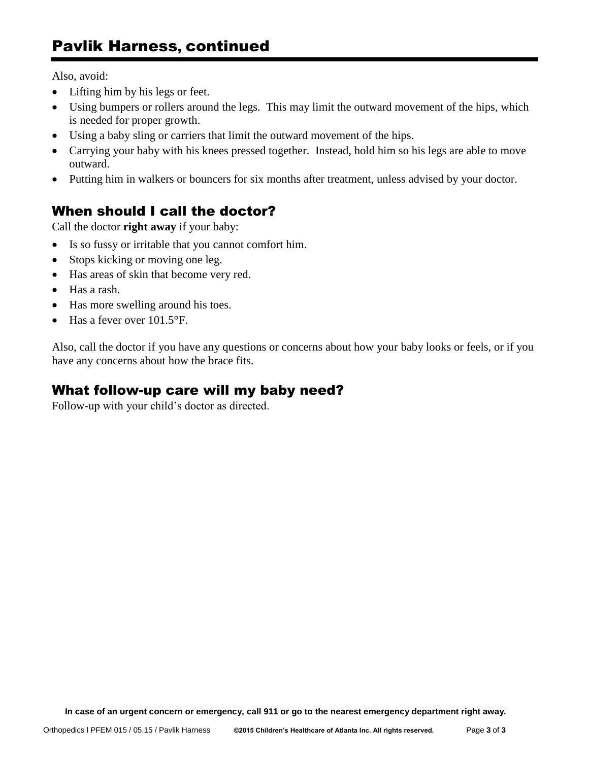# Pavlik Harness, continued

Also, avoid:

- Lifting him by his legs or feet.
- Using bumpers or rollers around the legs. This may limit the outward movement of the hips, which is needed for proper growth.
- Using a baby sling or carriers that limit the outward movement of the hips.
- Carrying your baby with his knees pressed together. Instead, hold him so his legs are able to move outward.
- Putting him in walkers or bouncers for six months after treatment, unless advised by your doctor.

## When should I call the doctor?

Call the doctor **right away** if your baby:

- Is so fussy or irritable that you cannot comfort him.
- Stops kicking or moving one leg.
- Has areas of skin that become very red.
- Has a rash.
- Has more swelling around his toes.
- Has a fever over 101.5°F.

Also, call the doctor if you have any questions or concerns about how your baby looks or feels, or if you have any concerns about how the brace fits.

## What follow-up care will my baby need?

Follow-up with your child's doctor as directed.

**In case of an urgent concern or emergency, call 911 or go to the nearest emergency department right away.**

Orthopedics l PFEM 015 / 05.15 / Pavlik Harness **©2015 Children's Healthcare of Atlanta Inc. All rights reserved.**